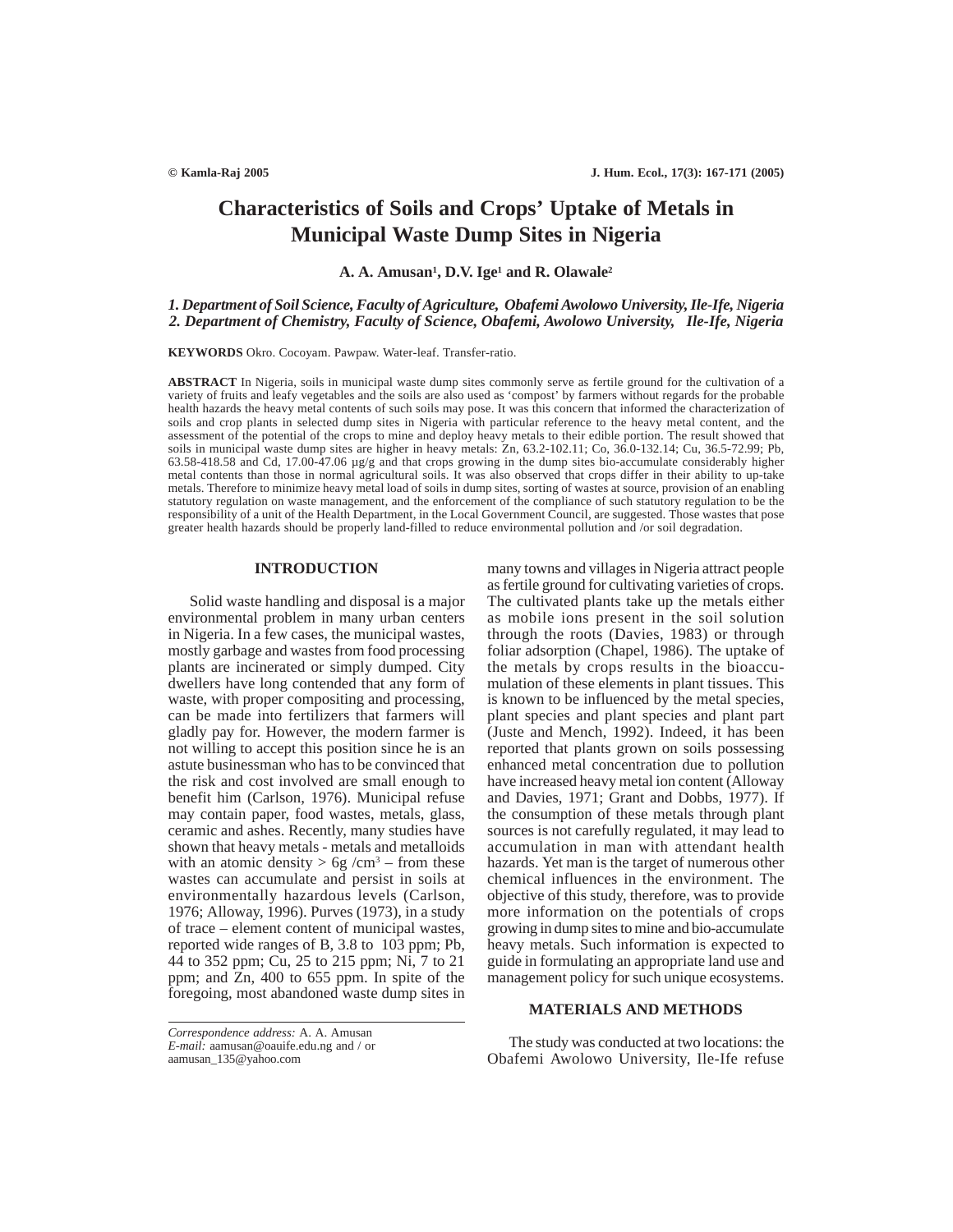# Characteristics of Soils and Crops' Uptake of Metals in Municipal Waste Dump Sites in Nigeria

**A. A. Amusan[1], D.V. Ige[1] and R. Olawale[2]**

*1. Department of Soil Science, Faculty of Agriculture, Obafemi Awolowo University, Ile-Ife, Nigeria*
*2. Department of Chemistry, Faculty of Science, Obafemi, Awolowo University, Ile-Ife, Nigeria*

**KEYWORDS** Okro. Cocoyam. Pawpaw. Water-leaf. Transfer-ratio.

**ABSTRACT** In Nigeria, soils in municipal waste dump sites commonly serve as fertile ground for the cultivation of a variety of fruits and leafy vegetables and the soils are also used as 'compost' by farmers without regards for the probable health hazards the heavy metal contents of such soils may pose. It was this concern that informed the characterization of soils and crop plants in selected dump sites in Nigeria with particular reference to the heavy metal content, and the assessment of the potential of the crops to mine and deploy heavy metals to their edible portion. The result showed that soils in municipal waste dump sites are higher in heavy metals: Zn, 63.2-102.11; Co, 36.0-132.14; Cu, 36.5-72.99; Pb, 63.58-418.58 and Cd, 17.00-47.06 µg/g and that crops growing in the dump sites bio-accumulate considerably higher metal contents than those in normal agricultural soils. It was also observed that crops differ in their ability to up-take metals. Therefore to minimize heavy metal load of soils in dump sites, sorting of wastes at source, provision of an enabling statutory regulation on waste management, and the enforcement of the compliance of such statutory regulation to be the responsibility of a unit of the Health Department, in the Local Government Council, are suggested. Those wastes that pose greater health hazards should be properly land-filled to reduce environmental pollution and /or soil degradation.

## INTRODUCTION

Solid waste handling and disposal is a major environmental problem in many urban centers in Nigeria. In a few cases, the municipal wastes, mostly garbage and wastes from food processing plants are incinerated or simply dumped. City dwellers have long contended that any form of waste, with proper compositing and processing, can be made into fertilizers that farmers will gladly pay for. However, the modern farmer is not willing to accept this position since he is an astute businessman who has to be convinced that the risk and cost involved are small enough to benefit him (Carlson, 1976). Municipal refuse may contain paper, food wastes, metals, glass, ceramic and ashes. Recently, many studies have shown that heavy metals - metals and metalloids with an atomic density > 6g /cm$^3$ – from these wastes can accumulate and persist in soils at environmentally hazardous levels (Carlson, 1976; Alloway, 1996). Purves (1973), in a study of trace – element content of municipal wastes, reported wide ranges of B, 3.8 to 103 ppm; Pb, 44 to 352 ppm; Cu, 25 to 215 ppm; Ni, 7 to 21 ppm; and Zn, 400 to 655 ppm. In spite of the foregoing, most abandoned waste dump sites in many towns and villages in Nigeria attract people as fertile ground for cultivating varieties of crops. The cultivated plants take up the metals either as mobile ions present in the soil solution through the roots (Davies, 1983) or through foliar adsorption (Chapel, 1986). The uptake of the metals by crops results in the bioaccumulation of these elements in plant tissues. This is known to be influenced by the metal species, plant species and plant species and plant part (Juste and Mench, 1992). Indeed, it has been reported that plants grown on soils possessing enhanced metal concentration due to pollution have increased heavy metal ion content (Alloway and Davies, 1971; Grant and Dobbs, 1977). If the consumption of these metals through plant sources is not carefully regulated, it may lead to accumulation in man with attendant health hazards. Yet man is the target of numerous other chemical influences in the environment. The objective of this study, therefore, was to provide more information on the potentials of crops growing in dump sites to mine and bio-accumulate heavy metals. Such information is expected to guide in formulating an appropriate land use and management policy for such unique ecosystems.

## MATERIALS AND METHODS

The study was conducted at two locations: the Obafemi Awolowo University, Ile-Ife refuse

*Correspondence address:* A. A. Amusan
*E-mail:* aamusan@oauife.edu.ng and / or aamusan_135@yahoo.com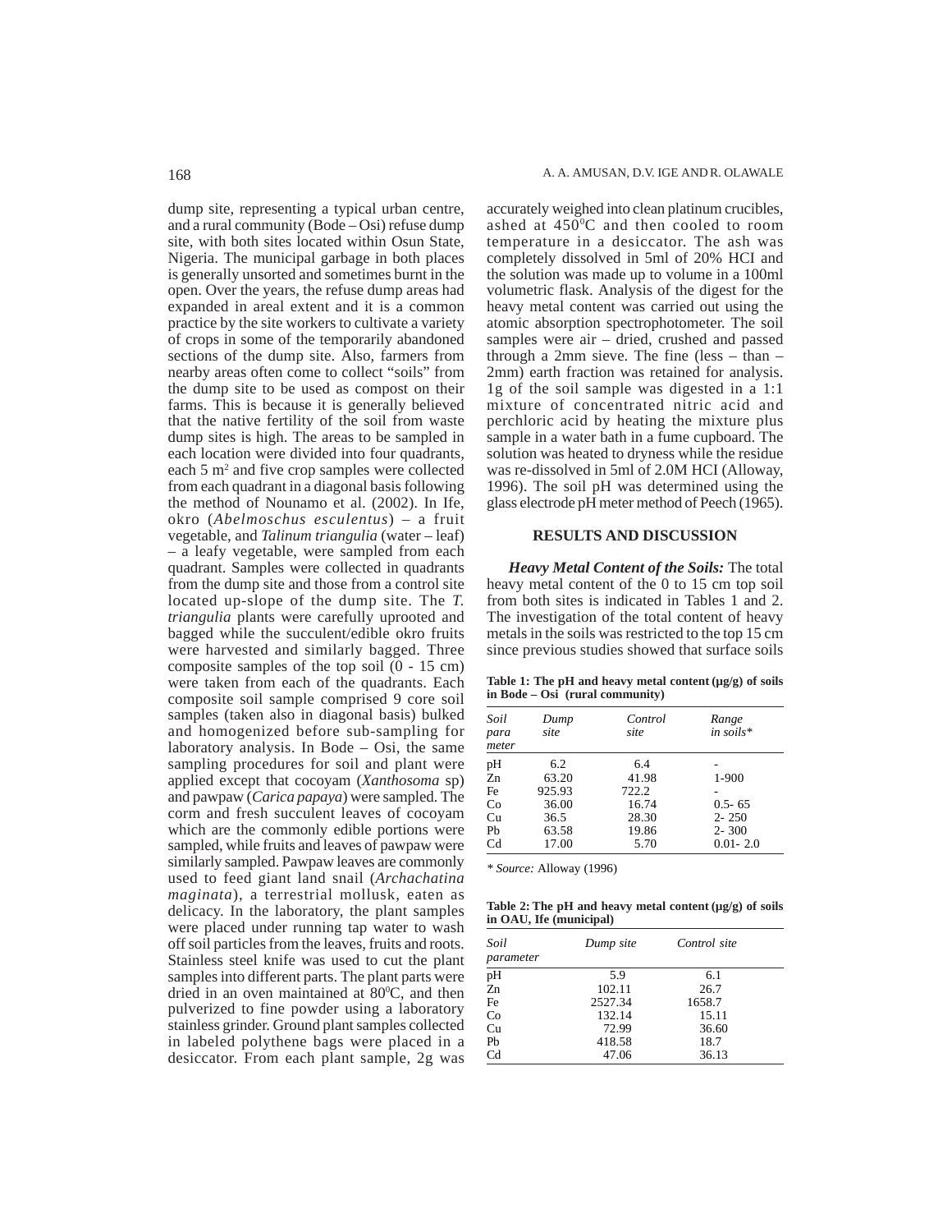dump site, representing a typical urban centre, and a rural community (Bode – Osi) refuse dump site, with both sites located within Osun State, Nigeria. The municipal garbage in both places is generally unsorted and sometimes burnt in the open. Over the years, the refuse dump areas had expanded in areal extent and it is a common practice by the site workers to cultivate a variety of crops in some of the temporarily abandoned sections of the dump site. Also, farmers from nearby areas often come to collect "soils" from the dump site to be used as compost on their farms. This is because it is generally believed that the native fertility of the soil from waste dump sites is high. The areas to be sampled in each location were divided into four quadrants, each 5 $m^2$ and five crop samples were collected from each quadrant in a diagonal basis following the method of Nounamo et al. (2002). In Ife, okro (*Abelmoschus esculentus*) – a fruit vegetable, and *Talinum triangulia* (water – leaf) – a leafy vegetable, were sampled from each quadrant. Samples were collected in quadrants from the dump site and those from a control site located up-slope of the dump site. The *T. triangulia* plants were carefully uprooted and bagged while the succulent/edible okro fruits were harvested and similarly bagged. Three composite samples of the top soil (0 - 15 cm) were taken from each of the quadrants. Each composite soil sample comprised 9 core soil samples (taken also in diagonal basis) bulked and homogenized before sub-sampling for laboratory analysis. In Bode – Osi, the same sampling procedures for soil and plant were applied except that cocoyam (*Xanthosoma* sp) and pawpaw (*Carica papaya*) were sampled. The corm and fresh succulent leaves of cocoyam which are the commonly edible portions were sampled, while fruits and leaves of pawpaw were similarly sampled. Pawpaw leaves are commonly used to feed giant land snail (*Archachatina maginata*), a terrestrial mollusk, eaten as delicacy. In the laboratory, the plant samples were placed under running tap water to wash off soil particles from the leaves, fruits and roots. Stainless steel knife was used to cut the plant samples into different parts. The plant parts were dried in an oven maintained at 80$^0$C, and then pulverized to fine powder using a laboratory stainless grinder. Ground plant samples collected in labeled polythene bags were placed in a desiccator. From each plant sample, 2g was accurately weighed into clean platinum crucibles, ashed at 450$^0$C and then cooled to room temperature in a desiccator. The ash was completely dissolved in 5ml of 20% HCI and the solution was made up to volume in a 100ml volumetric flask. Analysis of the digest for the heavy metal content was carried out using the atomic absorption spectrophotometer. The soil samples were air – dried, crushed and passed through a 2mm sieve. The fine (less – than – 2mm) earth fraction was retained for analysis. 1g of the soil sample was digested in a 1:1 mixture of concentrated nitric acid and perchloric acid by heating the mixture plus sample in a water bath in a fume cupboard. The solution was heated to dryness while the residue was re-dissolved in 5ml of 2.0M HCI (Alloway, 1996). The soil pH was determined using the glass electrode pH meter method of Peech (1965).

## RESULTS AND DISCUSSION

***Heavy Metal Content of the Soils:*** The total heavy metal content of the 0 to 15 cm top soil from both sites is indicated in Tables 1 and 2. The investigation of the total content of heavy metals in the soils was restricted to the top 15 cm since previous studies showed that surface soils

**Table 1: The pH and heavy metal content (µg/g) of soils in Bode – Osi (rural community)**

| *Soil parameter* | *Dump site* | *Control site* | *Range in soils\** |
|---|---|---|---|
| pH | 6.2 | 6.4 | - |
| Zn | 63.20 | 41.98 | 1-900 |
| Fe | 925.93 | 722.2 | - |
| Co | 36.00 | 16.74 | 0.5- 65 |
| Cu | 36.5 | 28.30 | 2- 250 |
| Pb | 63.58 | 19.86 | 2- 300 |
| Cd | 17.00 | 5.70 | 0.01- 2.0 |

*\* Source:* Alloway (1996)

**Table 2: The pH and heavy metal content (µg/g) of soils in OAU, Ife (municipal)**

| *Soil parameter* | *Dump site* | *Control site* |
|---|---|---|
| pH | 5.9 | 6.1 |
| Zn | 102.11 | 26.7 |
| Fe | 2527.34 | 1658.7 |
| Co | 132.14 | 15.11 |
| Cu | 72.99 | 36.60 |
| Pb | 418.58 | 18.7 |
| Cd | 47.06 | 36.13 |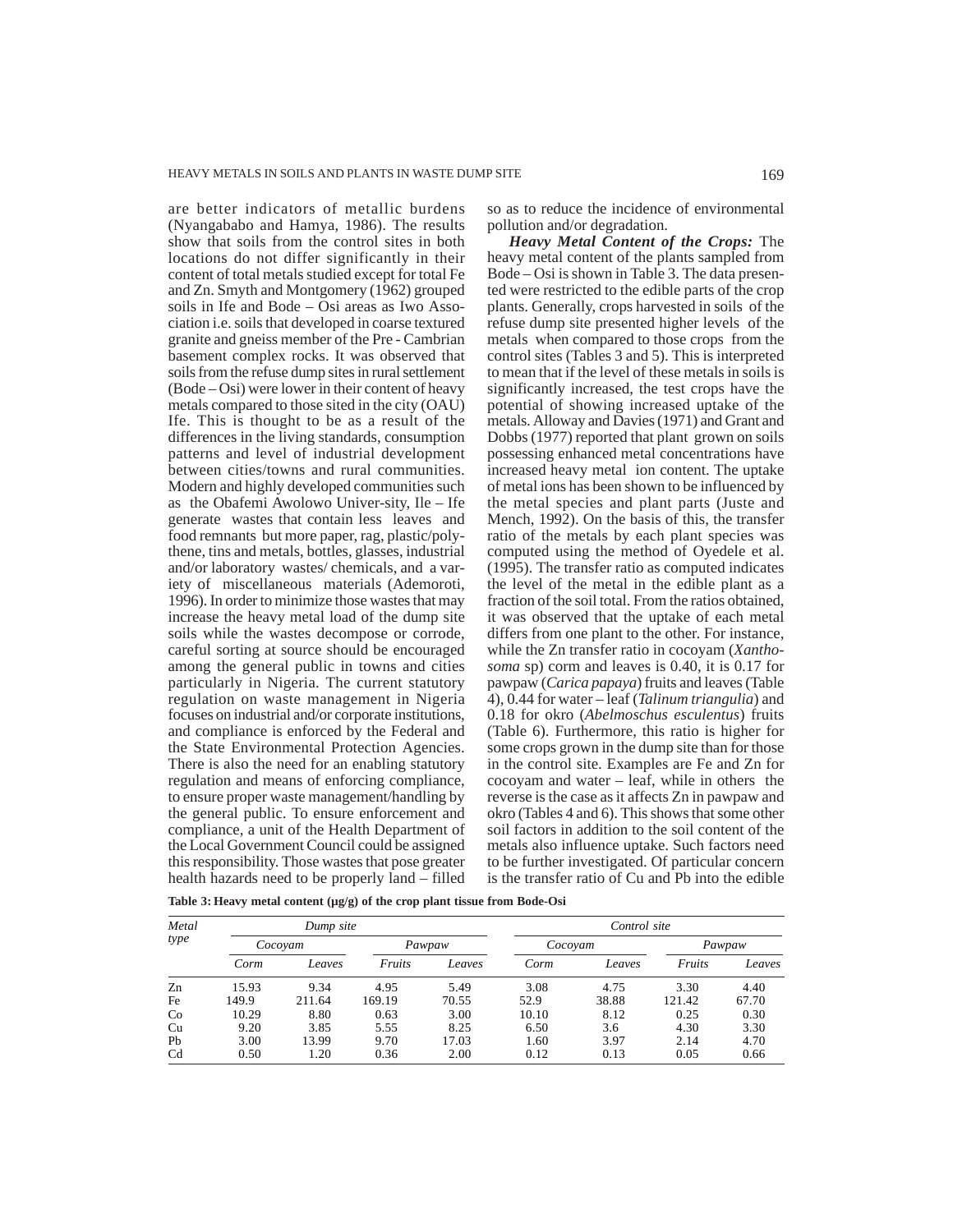are better indicators of metallic burdens (Nyangababo and Hamya, 1986). The results show that soils from the control sites in both locations do not differ significantly in their content of total metals studied except for total Fe and Zn. Smyth and Montgomery (1962) grouped soils in Ife and Bode – Osi areas as Iwo Association i.e. soils that developed in coarse textured granite and gneiss member of the Pre - Cambrian basement complex rocks. It was observed that soils from the refuse dump sites in rural settlement (Bode – Osi) were lower in their content of heavy metals compared to those sited in the city (OAU) Ife. This is thought to be as a result of the differences in the living standards, consumption patterns and level of industrial development between cities/towns and rural communities. Modern and highly developed communities such as the Obafemi Awolowo Univer-sity, Ile – Ife generate wastes that contain less leaves and food remnants but more paper, rag, plastic/polythene, tins and metals, bottles, glasses, industrial and/or laboratory wastes/ chemicals, and a variety of miscellaneous materials (Ademoroti, 1996). In order to minimize those wastes that may increase the heavy metal load of the dump site soils while the wastes decompose or corrode, careful sorting at source should be encouraged among the general public in towns and cities particularly in Nigeria. The current statutory regulation on waste management in Nigeria focuses on industrial and/or corporate institutions, and compliance is enforced by the Federal and the State Environmental Protection Agencies. There is also the need for an enabling statutory regulation and means of enforcing compliance, to ensure proper waste management/handling by the general public. To ensure enforcement and compliance, a unit of the Health Department of the Local Government Council could be assigned this responsibility. Those wastes that pose greater health hazards need to be properly land – filled so as to reduce the incidence of environmental pollution and/or degradation.

***Heavy Metal Content of the Crops:*** The heavy metal content of the plants sampled from Bode – Osi is shown in Table 3. The data presented were restricted to the edible parts of the crop plants. Generally, crops harvested in soils of the refuse dump site presented higher levels of the metals when compared to those crops from the control sites (Tables 3 and 5). This is interpreted to mean that if the level of these metals in soils is significantly increased, the test crops have the potential of showing increased uptake of the metals. Alloway and Davies (1971) and Grant and Dobbs (1977) reported that plant grown on soils possessing enhanced metal concentrations have increased heavy metal ion content. The uptake of metal ions has been shown to be influenced by the metal species and plant parts (Juste and Mench, 1992). On the basis of this, the transfer ratio of the metals by each plant species was computed using the method of Oyedele et al. (1995). The transfer ratio as computed indicates the level of the metal in the edible plant as a fraction of the soil total. From the ratios obtained, it was observed that the uptake of each metal differs from one plant to the other. For instance, while the Zn transfer ratio in cocoyam (*Xanthosoma* sp) corm and leaves is 0.40, it is 0.17 for pawpaw (*Carica papaya*) fruits and leaves (Table 4), 0.44 for water – leaf (*Talinum triangulia*) and 0.18 for okro (*Abelmoschus esculentus*) fruits (Table 6). Furthermore, this ratio is higher for some crops grown in the dump site than for those in the control site. Examples are Fe and Zn for cocoyam and water – leaf, while in others the reverse is the case as it affects Zn in pawpaw and okro (Tables 4 and 6). This shows that some other soil factors in addition to the soil content of the metals also influence uptake. Such factors need to be further investigated. Of particular concern is the transfer ratio of Cu and Pb into the edible

**Table 3: Heavy metal content (µg/g) of the crop plant tissue from Bode-Osi**

| *Metal type* | *Dump site* | | | | *Control site* | | | |
|---|---|---|---|---|---|---|---|---|
| | *Cocoyam* | | *Pawpaw* | | *Cocoyam* | | *Pawpaw* | |
| | *Corm* | *Leaves* | *Fruits* | *Leaves* | *Corm* | *Leaves* | *Fruits* | *Leaves* |
| Zn | 15.93 | 9.34 | 4.95 | 5.49 | 3.08 | 4.75 | 3.30 | 4.40 |
| Fe | 149.9 | 211.64 | 169.19 | 70.55 | 52.9 | 38.88 | 121.42 | 67.70 |
| Co | 10.29 | 8.80 | 0.63 | 3.00 | 10.10 | 8.12 | 0.25 | 0.30 |
| Cu | 9.20 | 3.85 | 5.55 | 8.25 | 6.50 | 3.6 | 4.30 | 3.30 |
| Pb | 3.00 | 13.99 | 9.70 | 17.03 | 1.60 | 3.97 | 2.14 | 4.70 |
| Cd | 0.50 | 1.20 | 0.36 | 2.00 | 0.12 | 0.13 | 0.05 | 0.66 |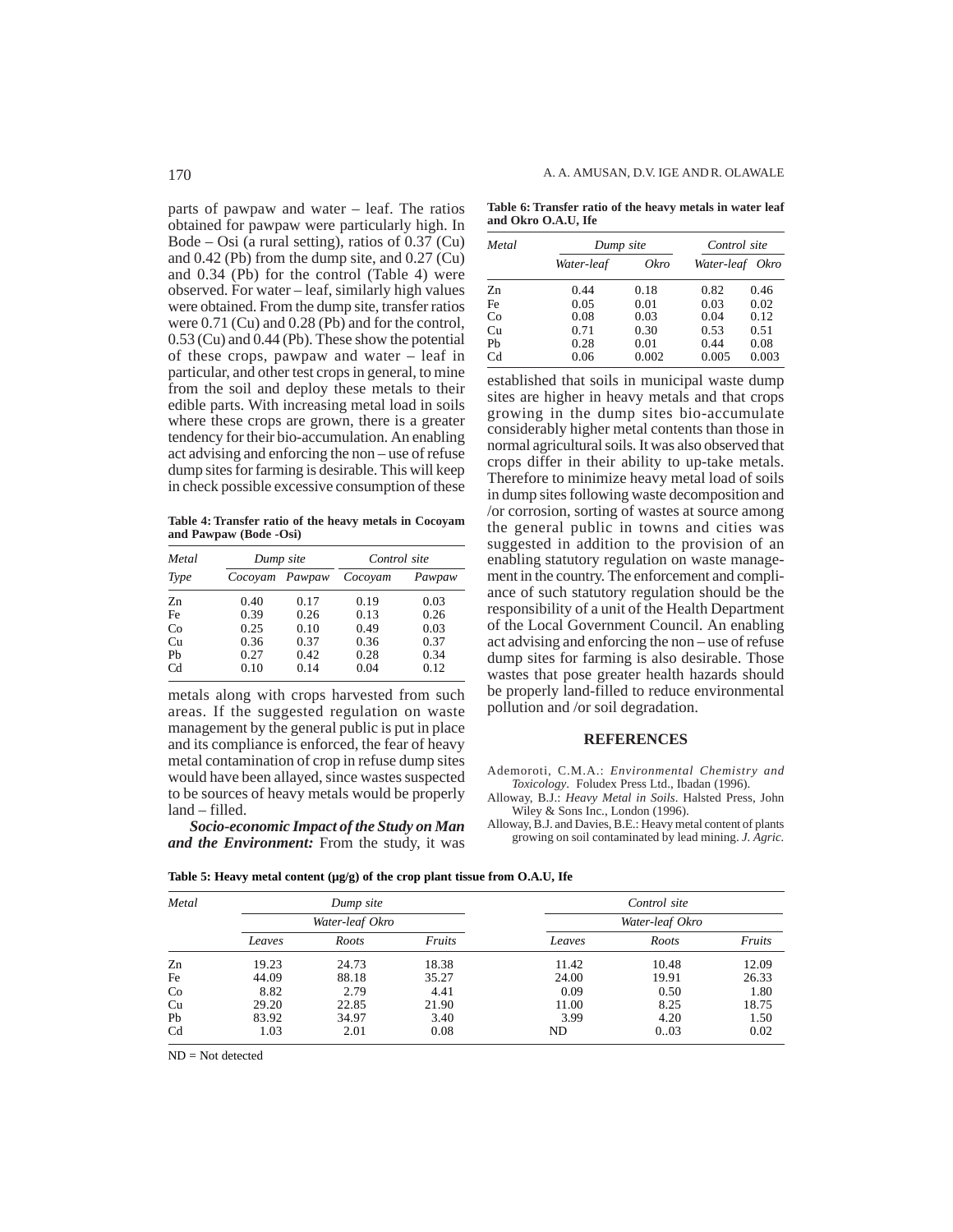parts of pawpaw and water – leaf. The ratios obtained for pawpaw were particularly high. In Bode – Osi (a rural setting), ratios of 0.37 (Cu) and 0.42 (Pb) from the dump site, and 0.27 (Cu) and 0.34 (Pb) for the control (Table 4) were observed. For water – leaf, similarly high values were obtained. From the dump site, transfer ratios were 0.71 (Cu) and 0.28 (Pb) and for the control, 0.53 (Cu) and 0.44 (Pb). These show the potential of these crops, pawpaw and water – leaf in particular, and other test crops in general, to mine from the soil and deploy these metals to their edible parts. With increasing metal load in soils where these crops are grown, there is a greater tendency for their bio-accumulation. An enabling act advising and enforcing the non – use of refuse dump sites for farming is desirable. This will keep in check possible excessive consumption of these metals along with crops harvested from such areas. If the suggested regulation on waste management by the general public is put in place and its compliance is enforced, the fear of heavy metal contamination of crop in refuse dump sites would have been allayed, since wastes suspected to be sources of heavy metals would be properly land – filled.

**Table 4: Transfer ratio of the heavy metals in Cocoyam and Pawpaw (Bode -Osi)**

| *Metal* | *Dump site* | | *Control site* | |
|---|---|---|---|---|
| *Type* | *Cocoyam* | *Pawpaw* | *Cocoyam* | *Pawpaw* |
| Zn | 0.40 | 0.17 | 0.19 | 0.03 |
| Fe | 0.39 | 0.26 | 0.13 | 0.26 |
| Co | 0.25 | 0.10 | 0.49 | 0.03 |
| Cu | 0.36 | 0.37 | 0.36 | 0.37 |
| Pb | 0.27 | 0.42 | 0.28 | 0.34 |
| Cd | 0.10 | 0.14 | 0.04 | 0.12 |

***Socio-economic Impact of the Study on Man and the Environment:*** From the study, it was established that soils in municipal waste dump sites are higher in heavy metals and that crops growing in the dump sites bio-accumulate considerably higher metal contents than those in normal agricultural soils. It was also observed that crops differ in their ability to up-take metals. Therefore to minimize heavy metal load of soils in dump sites following waste decomposition and /or corrosion, sorting of wastes at source among the general public in towns and cities was suggested in addition to the provision of an enabling statutory regulation on waste management in the country. The enforcement and compliance of such statutory regulation should be the responsibility of a unit of the Health Department of the Local Government Council. An enabling act advising and enforcing the non – use of refuse dump sites for farming is also desirable. Those wastes that pose greater health hazards should be properly land-filled to reduce environmental pollution and /or soil degradation.

**Table 6: Transfer ratio of the heavy metals in water leaf and Okro O.A.U, Ife**

| *Metal* | *Dump site* | | *Control site* | |
|---|---|---|---|---|
| | *Water-leaf* | *Okro* | *Water-leaf* | *Okro* |
| Zn | 0.44 | 0.18 | 0.82 | 0.46 |
| Fe | 0.05 | 0.01 | 0.03 | 0.02 |
| Co | 0.08 | 0.03 | 0.04 | 0.12 |
| Cu | 0.71 | 0.30 | 0.53 | 0.51 |
| Pb | 0.28 | 0.01 | 0.44 | 0.08 |
| Cd | 0.06 | 0.002 | 0.005 | 0.003 |

**Table 5: Heavy metal content (µg/g) of the crop plant tissue from O.A.U, Ife**

| *Metal* | *Dump site* | | | *Control site* | | |
|---|---|---|---|---|---|---|
| | *Water-leaf Okro* | | | *Water-leaf Okro* | | |
| | *Leaves* | *Roots* | *Fruits* | *Leaves* | *Roots* | *Fruits* |
| Zn | 19.23 | 24.73 | 18.38 | 11.42 | 10.48 | 12.09 |
| Fe | 44.09 | 88.18 | 35.27 | 24.00 | 19.91 | 26.33 |
| Co | 8.82 | 2.79 | 4.41 | 0.09 | 0.50 | 1.80 |
| Cu | 29.20 | 22.85 | 21.90 | 11.00 | 8.25 | 18.75 |
| Pb | 83.92 | 34.97 | 3.40 | 3.99 | 4.20 | 1.50 |
| Cd | 1.03 | 2.01 | 0.08 | ND | 0..03 | 0.02 |

ND = Not detected

## REFERENCES

Ademoroti, C.M.A.: *Environmental Chemistry and Toxicology*. Foludex Press Ltd., Ibadan (1996).

Alloway, B.J.: *Heavy Metal in Soils*. Halsted Press, John Wiley & Sons Inc., London (1996).

Alloway, B.J. and Davies, B.E.: Heavy metal content of plants growing on soil contaminated by lead mining. *J. Agric.*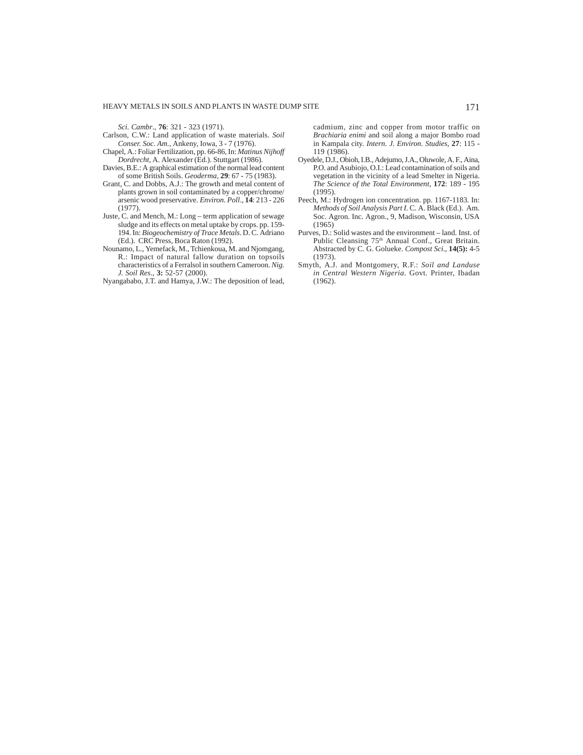*Sci. Cambr.*, **76**: 321 - 323 (1971).

Carlson, C.W.: Land application of waste materials. *Soil Conser. Soc. Am.*, Ankeny, Iowa, 3 - 7 (1976).

Chapel, A.: Foliar Fertilization, pp. 66-86, In: *Matinus Nijhoff Dordrecht*, A. Alexander (Ed.). Stuttgart (1986).

Davies, B.E.: A graphical estimation of the normal lead content of some British Soils. *Geoderma*, **29**: 67 - 75 (1983).

Grant, C. and Dobbs, A.J.: The growth and metal content of plants grown in soil contaminated by a copper/chrome/ arsenic wood preservative. *Environ. Poll*., **14**: 213 - 226 (1977).

Juste, C. and Mench, M.: Long – term application of sewage sludge and its effects on metal uptake by crops. pp. 159-194. In: *Biogeochemistry of Trace Metals*. D. C. Adriano (Ed.). CRC Press, Boca Raton (1992).

Nounamo, L., Yemefack, M., Tchienkoua, M. and Njomgang, R.: Impact of natural fallow duration on topsoils characteristics of a Ferralsol in southern Cameroon. *Nig. J. Soil Res*., **3:** 52-57 (2000).

Nyangababo, J.T. and Hamya, J.W.: The deposition of lead, cadmium, zinc and copper from motor traffic on *Brachiaria enimi* and soil along a major Bombo road in Kampala city. *Intern. J. Environ. Studies*, **27**: 115 - 119 (1986).

Oyedele, D.J., Obioh, I.B., Adejumo, J.A., Oluwole, A. F., Aina, P.O. and Asubiojo, O.I.: Lead contamination of soils and vegetation in the vicinity of a lead Smelter in Nigeria. *The Science of the Total Environment*, **172**: 189 - 195 (1995).

Peech, M.: Hydrogen ion concentration. pp. 1167-1183. In: *Methods of Soil Analysis Part I*. C. A. Black (Ed.). Am. Soc. Agron. Inc. Agron., 9, Madison, Wisconsin, USA (1965)

Purves, D.: Solid wastes and the environment – land. Inst. of Public Cleansing 75th Annual Conf., Great Britain. Abstracted by C. G. Golueke. *Compost Sci*., **14(5):** 4-5 (1973).

Smyth, A.J. and Montgomery, R.F.: *Soil and Landuse in Central Western Nigeria*. Govt. Printer, Ibadan (1962).